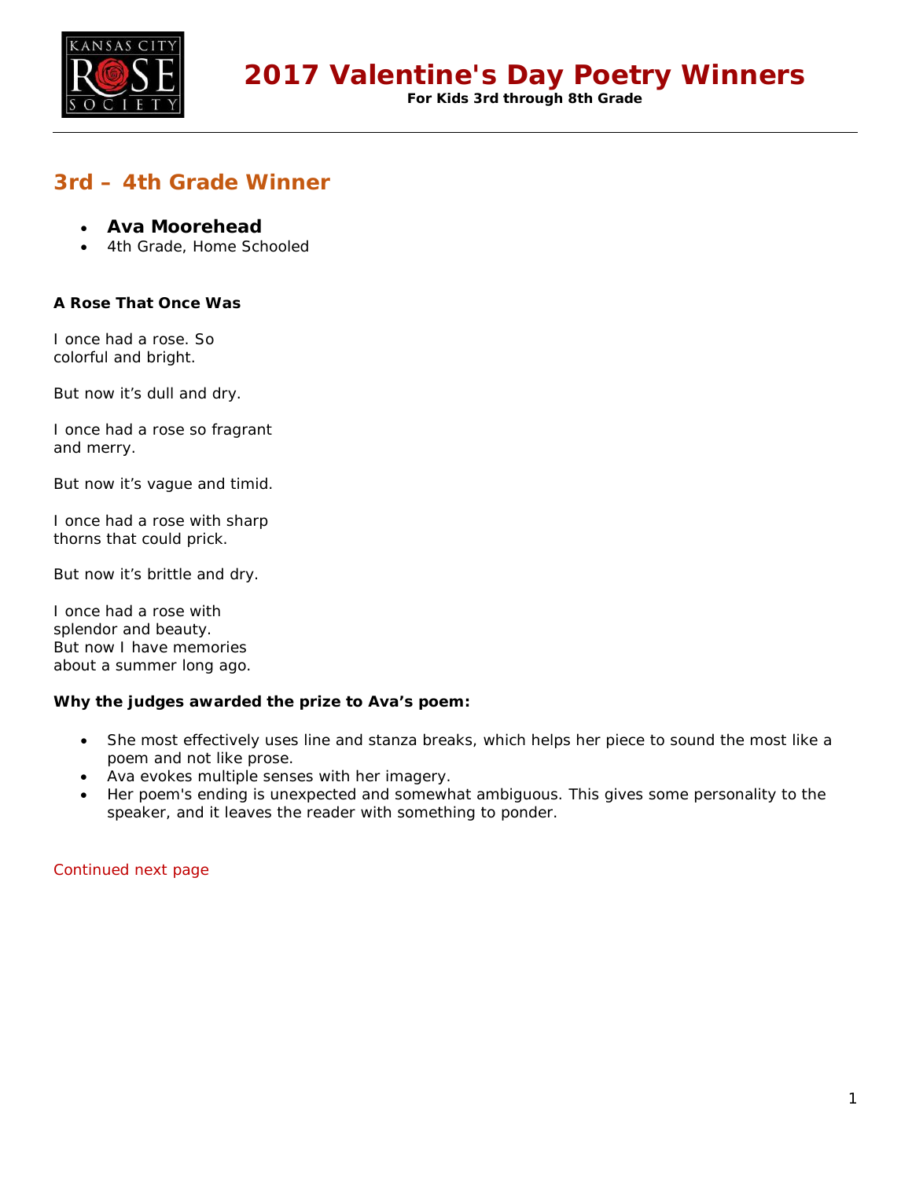# 2017 Valentine's Day Poetry Winners

**For Kids 3rd through 8th Grade**

## 3rd – 4th Grade Winner

- **Ava Moorehead**
- 4th Grade, Home Schooled

**A Rose That Once Was**

I once had a rose. So
colorful and bright.

But now it's dull and dry.

I once had a rose so fragrant
and merry.

But now it's vague and timid.

I once had a rose with sharp
thorns that could prick.

But now it's brittle and dry.

I once had a rose with
splendor and beauty.
But now I have memories
about a summer long ago.

**Why the judges awarded the prize to Ava's poem:**

- She most effectively uses line and stanza breaks, which helps her piece to sound the most like a poem and not like prose.
- Ava evokes multiple senses with her imagery.
- Her poem's ending is unexpected and somewhat ambiguous. This gives some personality to the speaker, and it leaves the reader with something to ponder.

Continued next page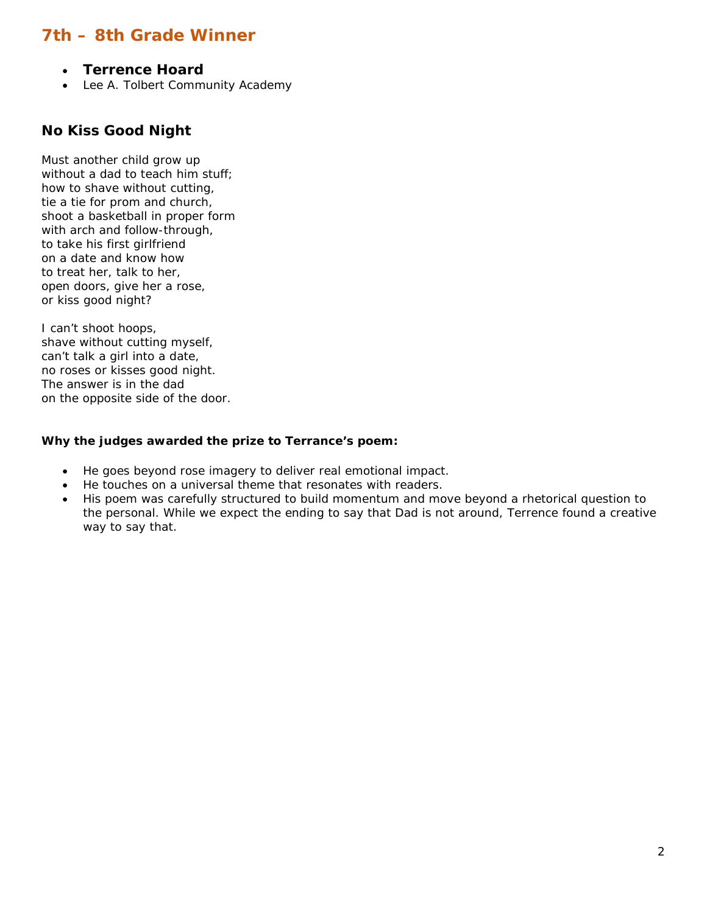## 7th – 8th Grade Winner

- **Terrence Hoard**
- Lee A. Tolbert Community Academy

### No Kiss Good Night

Must another child grow up
without a dad to teach him stuff;
how to shave without cutting,
tie a tie for prom and church,
shoot a basketball in proper form
with arch and follow-through,
to take his first girlfriend
on a date and know how
to treat her, talk to her,
open doors, give her a rose,
or kiss good night?

I can't shoot hoops,
shave without cutting myself,
can't talk a girl into a date,
no roses or kisses good night.
The answer is in the dad
on the opposite side of the door.

**Why the judges awarded the prize to Terrance's poem:**

- He goes beyond rose imagery to deliver real emotional impact.
- He touches on a universal theme that resonates with readers.
- His poem was carefully structured to build momentum and move beyond a rhetorical question to the personal. While we expect the ending to say that Dad is not around, Terrence found a creative way to say that.